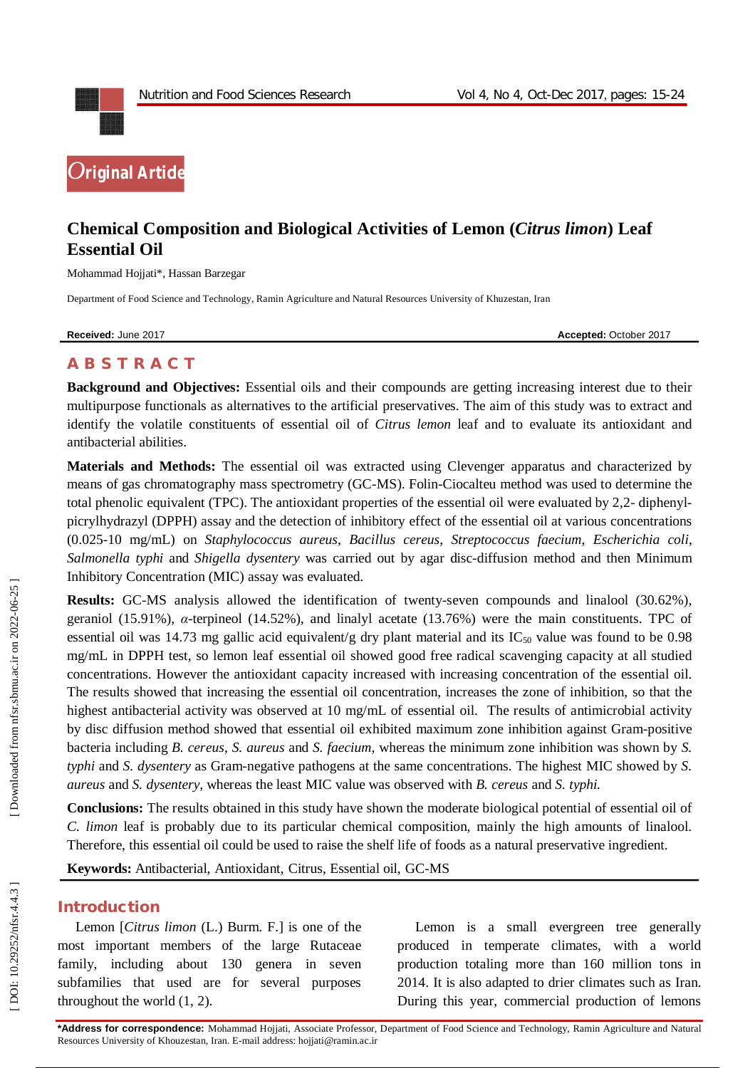Original Article

# Chemical Composition and Biological Activities of Lemon (*Citrus limon*) Leaf Essential Oil

Mohammad Hojjati*, Hassan Barzegar

Department of Food Science and Technology, Ramin Agriculture and Natural Resources University of Khuzestan, Iran

**Received:** June 2017 **Accepted:** October 2017

## ABSTRACT

**Background and Objectives:** Essential oils and their compounds are getting increasing interest due to their multipurpose functionals as alternatives to the artificial preservatives. The aim of this study was to extract and identify the volatile constituents of essential oil of *Citrus lemon* leaf and to evaluate its antioxidant and antibacterial abilities.

**Materials and Methods:** The essential oil was extracted using Clevenger apparatus and characterized by means of gas chromatography mass spectrometry (GC-MS). Folin-Ciocalteu method was used to determine the total phenolic equivalent (TPC). The antioxidant properties of the essential oil were evaluated by 2,2- diphenyl-picrylhydrazyl (DPPH) assay and the detection of inhibitory effect of the essential oil at various concentrations (0.025-10 mg/mL) on *Staphylococcus aureus*, *Bacillus cereus*, *Streptococcus faecium*, *Escherichia coli*, *Salmonella typhi* and *Shigella dysentery* was carried out by agar disc-diffusion method and then Minimum Inhibitory Concentration (MIC) assay was evaluated.

**Results:** GC-MS analysis allowed the identification of twenty-seven compounds and linalool (30.62%), geraniol (15.91%), *α*-terpineol (14.52%), and linalyl acetate (13.76%) were the main constituents. TPC of essential oil was 14.73 mg gallic acid equivalent/g dry plant material and its $IC_{50}$ value was found to be 0.98 mg/mL in DPPH test, so lemon leaf essential oil showed good free radical scavenging capacity at all studied concentrations. However the antioxidant capacity increased with increasing concentration of the essential oil. The results showed that increasing the essential oil concentration, increases the zone of inhibition, so that the highest antibacterial activity was observed at 10 mg/mL of essential oil. The results of antimicrobial activity by disc diffusion method showed that essential oil exhibited maximum zone inhibition against Gram-positive bacteria including *B. cereus*, *S. aureus* and *S. faecium*, whereas the minimum zone inhibition was shown by *S. typhi* and *S. dysentery* as Gram-negative pathogens at the same concentrations. The highest MIC showed by *S. aureus* and *S. dysentery*, whereas the least MIC value was observed with *B. cereus* and *S. typhi.*

**Conclusions:** The results obtained in this study have shown the moderate biological potential of essential oil of *C. limon* leaf is probably due to its particular chemical composition, mainly the high amounts of linalool. Therefore, this essential oil could be used to raise the shelf life of foods as a natural preservative ingredient.

**Keywords:** Antibacterial, Antioxidant, Citrus, Essential oil, GC-MS

## Introduction

Lemon [*Citrus limon* (L.) Burm. F.] is one of the most important members of the large Rutaceae family, including about 130 genera in seven subfamilies that used are for several purposes throughout the world (1, 2).

Lemon is a small evergreen tree generally produced in temperate climates, with a world production totaling more than 160 million tons in 2014. It is also adapted to drier climates such as Iran. During this year, commercial production of lemons

**\*Address for correspondence:** Mohammad Hojjati, Associate Professor, Department of Food Science and Technology, Ramin Agriculture and Natural Resources University of Khouzestan, Iran. E-mail address: hojjati@ramin.ac.ir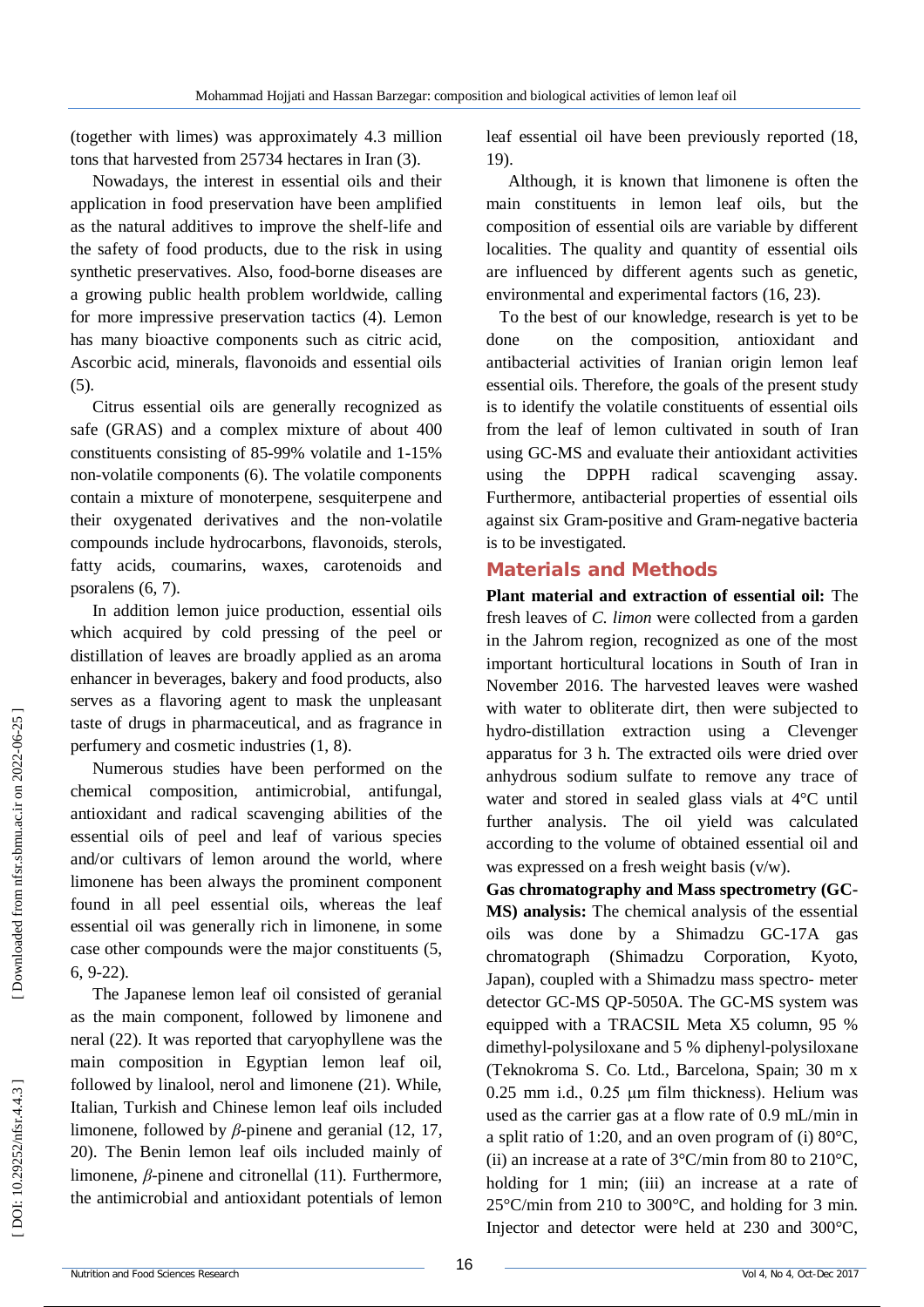(together with limes) was approximately 4.3 million tons that harvested from 25734 hectares in Iran (3).

Nowadays, the interest in essential oils and their application in food preservation have been amplified as the natural additives to improve the shelf-life and the safety of food products, due to the risk in using synthetic preservatives. Also, food-borne diseases are a growing public health problem worldwide, calling for more impressive preservation tactics (4). Lemon has many bioactive components such as citric acid, Ascorbic acid, minerals, flavonoids and essential oils (5).

Citrus essential oils are generally recognized as safe (GRAS) and a complex mixture of about 400 constituents consisting of 85-99% volatile and 1-15% non-volatile components (6). The volatile components contain a mixture of monoterpene, sesquiterpene and their oxygenated derivatives and the non-volatile compounds include hydrocarbons, flavonoids, sterols, fatty acids, coumarins, waxes, carotenoids and psoralens (6, 7).

In addition lemon juice production, essential oils which acquired by cold pressing of the peel or distillation of leaves are broadly applied as an aroma enhancer in beverages, bakery and food products, also serves as a flavoring agent to mask the unpleasant taste of drugs in pharmaceutical, and as fragrance in perfumery and cosmetic industries (1, 8).

Numerous studies have been performed on the chemical composition, antimicrobial, antifungal, antioxidant and radical scavenging abilities of the essential oils of peel and leaf of various species and/or cultivars of lemon around the world, where limonene has been always the prominent component found in all peel essential oils, whereas the leaf essential oil was generally rich in limonene, in some case other compounds were the major constituents (5, 6, 9-22).

The Japanese lemon leaf oil consisted of geranial as the main component, followed by limonene and neral (22). It was reported that caryophyllene was the main composition in Egyptian lemon leaf oil, followed by linalool, nerol and limonene (21). While, Italian, Turkish and Chinese lemon leaf oils included limonene, followed by *β*-pinene and geranial (12, 17, 20). The Benin lemon leaf oils included mainly of limonene, *β*-pinene and citronellal (11). Furthermore, the antimicrobial and antioxidant potentials of lemon leaf essential oil have been previously reported (18, 19).

Although, it is known that limonene is often the main constituents in lemon leaf oils, but the composition of essential oils are variable by different localities. The quality and quantity of essential oils are influenced by different agents such as genetic, environmental and experimental factors (16, 23).

To the best of our knowledge, research is yet to be done on the composition, antioxidant and antibacterial activities of Iranian origin lemon leaf essential oils. Therefore, the goals of the present study is to identify the volatile constituents of essential oils from the leaf of lemon cultivated in south of Iran using GC-MS and evaluate their antioxidant activities using the DPPH radical scavenging assay. Furthermore, antibacterial properties of essential oils against six Gram-positive and Gram-negative bacteria is to be investigated.

## Materials and Methods

**Plant material and extraction of essential oil:** The fresh leaves of *C. limon* were collected from a garden in the Jahrom region, recognized as one of the most important horticultural locations in South of Iran in November 2016. The harvested leaves were washed with water to obliterate dirt, then were subjected to hydro-distillation extraction using a Clevenger apparatus for 3 h. The extracted oils were dried over anhydrous sodium sulfate to remove any trace of water and stored in sealed glass vials at 4°C until further analysis. The oil yield was calculated according to the volume of obtained essential oil and was expressed on a fresh weight basis (v/w).

**Gas chromatography and Mass spectrometry (GC-MS) analysis:** The chemical analysis of the essential oils was done by a Shimadzu GC-17A gas chromatograph (Shimadzu Corporation, Kyoto, Japan), coupled with a Shimadzu mass spectro- meter detector GC-MS QP-5050A. The GC-MS system was equipped with a TRACSIL Meta X5 column, 95 % dimethyl-polysiloxane and 5 % diphenyl-polysiloxane (Teknokroma S. Co. Ltd., Barcelona, Spain; 30 m x 0.25 mm i.d., 0.25 μm film thickness). Helium was used as the carrier gas at a flow rate of 0.9 mL/min in a split ratio of 1:20, and an oven program of (i) 80°C, (ii) an increase at a rate of 3°C/min from 80 to 210°C, holding for 1 min; (iii) an increase at a rate of 25°C/min from 210 to 300°C, and holding for 3 min. Injector and detector were held at 230 and 300°C,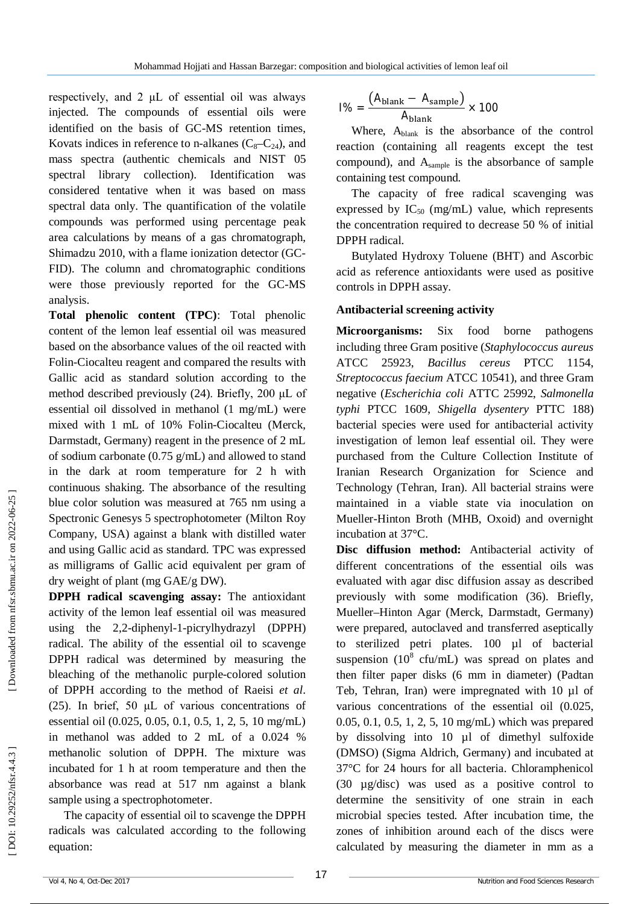respectively, and 2 μL of essential oil was always injected. The compounds of essential oils were identified on the basis of GC-MS retention times, Kovats indices in reference to n-alkanes ($C_8$–$C_{24}$), and mass spectra (authentic chemicals and NIST 05 spectral library collection). Identification was considered tentative when it was based on mass spectral data only. The quantification of the volatile compounds was performed using percentage peak area calculations by means of a gas chromatograph, Shimadzu 2010, with a flame ionization detector (GC-FID). The column and chromatographic conditions were those previously reported for the GC-MS analysis.

**Total phenolic content (TPC)**: Total phenolic content of the lemon leaf essential oil was measured based on the absorbance values of the oil reacted with Folin-Ciocalteu reagent and compared the results with Gallic acid as standard solution according to the method described previously (24). Briefly, 200 μL of essential oil dissolved in methanol (1 mg/mL) were mixed with 1 mL of 10% Folin-Ciocalteu (Merck, Darmstadt, Germany) reagent in the presence of 2 mL of sodium carbonate (0.75 g/mL) and allowed to stand in the dark at room temperature for 2 h with continuous shaking. The absorbance of the resulting blue color solution was measured at 765 nm using a Spectronic Genesys 5 spectrophotometer (Milton Roy Company, USA) against a blank with distilled water and using Gallic acid as standard. TPC was expressed as milligrams of Gallic acid equivalent per gram of dry weight of plant (mg GAE/g DW).

**DPPH radical scavenging assay:** The antioxidant activity of the lemon leaf essential oil was measured using the 2,2-diphenyl-1-picrylhydrazyl (DPPH) radical. The ability of the essential oil to scavenge DPPH radical was determined by measuring the bleaching of the methanolic purple-colored solution of DPPH according to the method of Raeisi *et al*. (25). In brief, 50 μL of various concentrations of essential oil (0.025, 0.05, 0.1, 0.5, 1, 2, 5, 10 mg/mL) in methanol was added to 2 mL of a 0.024 % methanolic solution of DPPH. The mixture was incubated for 1 h at room temperature and then the absorbance was read at 517 nm against a blank sample using a spectrophotometer.

The capacity of essential oil to scavenge the DPPH radicals was calculated according to the following equation:

$$I\% = \frac{(A_{blank} - A_{sample})}{A_{blank}} \times 100$$

Where, $A_{blank}$ is the absorbance of the control reaction (containing all reagents except the test compound), and $A_{sample}$ is the absorbance of sample containing test compound.

The capacity of free radical scavenging was expressed by $IC_{50}$ (mg/mL) value, which represents the concentration required to decrease 50 % of initial DPPH radical.

Butylated Hydroxy Toluene (BHT) and Ascorbic acid as reference antioxidants were used as positive controls in DPPH assay.

### Antibacterial screening activity

**Microorganisms:** Six food borne pathogens including three Gram positive (*Staphylococcus aureus* ATCC 25923, *Bacillus cereus* PTCC 1154, *Streptococcus faecium* ATCC 10541), and three Gram negative (*Escherichia coli* ATTC 25992, *Salmonella typhi* PTCC 1609, *Shigella dysentery* PTTC 188) bacterial species were used for antibacterial activity investigation of lemon leaf essential oil. They were purchased from the Culture Collection Institute of Iranian Research Organization for Science and Technology (Tehran, Iran). All bacterial strains were maintained in a viable state via inoculation on Mueller-Hinton Broth (MHB, Oxoid) and overnight incubation at 37°C.

**Disc diffusion method:** Antibacterial activity of different concentrations of the essential oils was evaluated with agar disc diffusion assay as described previously with some modification (36). Briefly, Mueller–Hinton Agar (Merck, Darmstadt, Germany) were prepared, autoclaved and transferred aseptically to sterilized petri plates. 100 µl of bacterial suspension ($10^8$ cfu/mL) was spread on plates and then filter paper disks (6 mm in diameter) (Padtan Teb, Tehran, Iran) were impregnated with 10 µl of various concentrations of the essential oil (0.025, 0.05, 0.1, 0.5, 1, 2, 5, 10 mg/mL) which was prepared by dissolving into 10 µl of dimethyl sulfoxide (DMSO) (Sigma Aldrich, Germany) and incubated at 37°C for 24 hours for all bacteria. Chloramphenicol (30 µg/disc) was used as a positive control to determine the sensitivity of one strain in each microbial species tested. After incubation time, the zones of inhibition around each of the discs were calculated by measuring the diameter in mm as a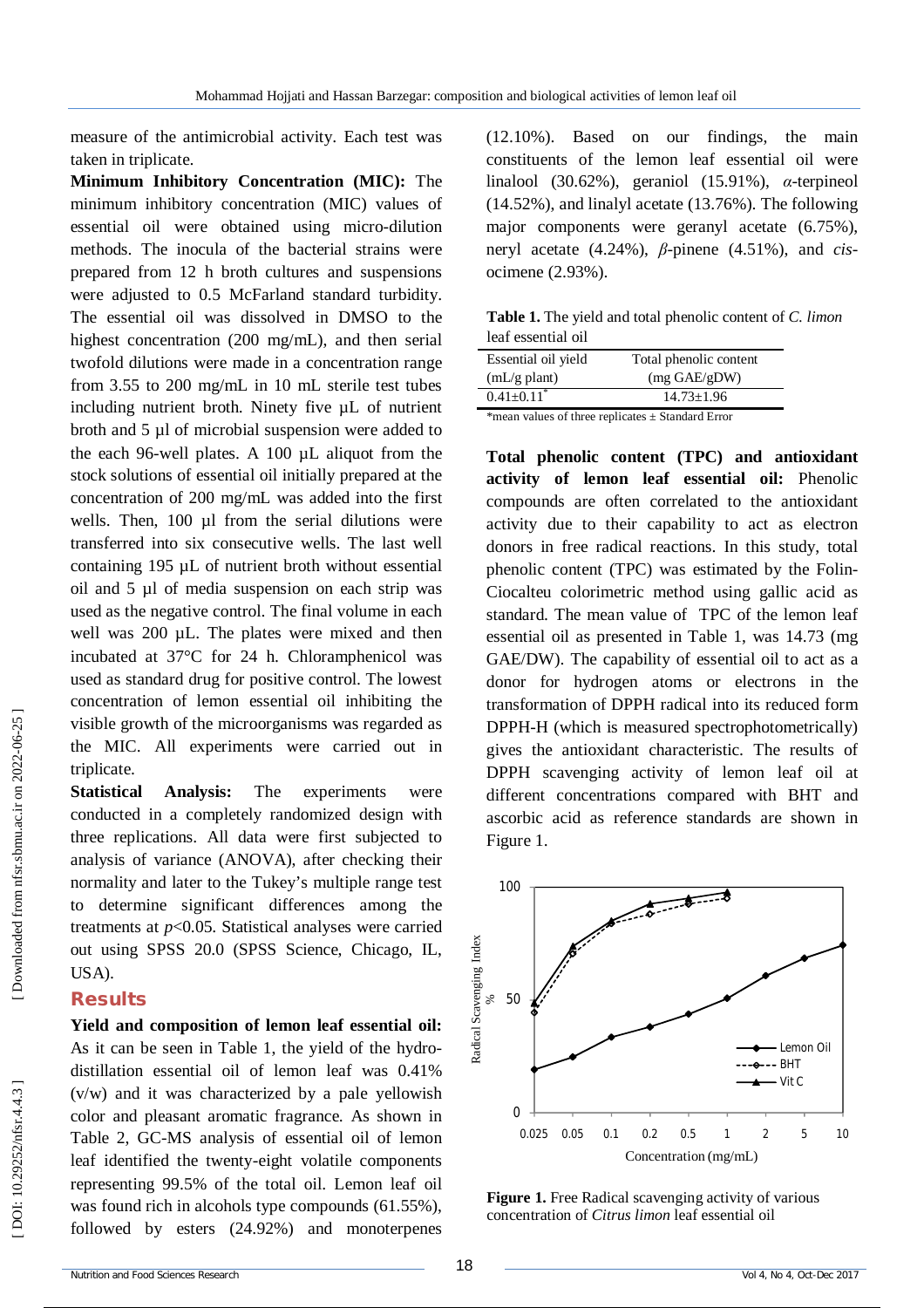measure of the antimicrobial activity. Each test was taken in triplicate.

**Minimum Inhibitory Concentration (MIC):** The minimum inhibitory concentration (MIC) values of essential oil were obtained using micro-dilution methods. The inocula of the bacterial strains were prepared from 12 h broth cultures and suspensions were adjusted to 0.5 McFarland standard turbidity. The essential oil was dissolved in DMSO to the highest concentration (200 mg/mL), and then serial twofold dilutions were made in a concentration range from 3.55 to 200 mg/mL in 10 mL sterile test tubes including nutrient broth. Ninety five µL of nutrient broth and 5 µl of microbial suspension were added to the each 96-well plates. A 100 µL aliquot from the stock solutions of essential oil initially prepared at the concentration of 200 mg/mL was added into the first wells. Then, 100 µl from the serial dilutions were transferred into six consecutive wells. The last well containing 195 µL of nutrient broth without essential oil and 5 µl of media suspension on each strip was used as the negative control. The final volume in each well was 200 µL. The plates were mixed and then incubated at 37°C for 24 h. Chloramphenicol was used as standard drug for positive control. The lowest concentration of lemon essential oil inhibiting the visible growth of the microorganisms was regarded as the MIC. All experiments were carried out in triplicate.

**Statistical Analysis:** The experiments were conducted in a completely randomized design with three replications. All data were first subjected to analysis of variance (ANOVA), after checking their normality and later to the Tukey's multiple range test to determine significant differences among the treatments at $p<0.05$. Statistical analyses were carried out using SPSS 20.0 (SPSS Science, Chicago, IL, USA).

## Results

**Yield and composition of lemon leaf essential oil:** As it can be seen in Table 1, the yield of the hydro-distillation essential oil of lemon leaf was 0.41% (v/w) and it was characterized by a pale yellowish color and pleasant aromatic fragrance. As shown in Table 2, GC-MS analysis of essential oil of lemon leaf identified the twenty-eight volatile components representing 99.5% of the total oil. Lemon leaf oil was found rich in alcohols type compounds (61.55%), followed by esters (24.92%) and monoterpenes (12.10%). Based on our findings, the main constituents of the lemon leaf essential oil were linalool (30.62%), geraniol (15.91%), *α*-terpineol (14.52%), and linalyl acetate (13.76%). The following major components were geranyl acetate (6.75%), neryl acetate (4.24%), *β*-pinene (4.51%), and *cis*-ocimene (2.93%).

**Table 1.** The yield and total phenolic content of *C. limon* leaf essential oil

| Essential oil yield (mL/g plant) | Total phenolic content (mg GAE/gDW) |
|---|---|
| 0.41±0.11* | 14.73±1.96 |

*mean values of three replicates ± Standard Error

**Total phenolic content (TPC) and antioxidant activity of lemon leaf essential oil:** Phenolic compounds are often correlated to the antioxidant activity due to their capability to act as electron donors in free radical reactions. In this study, total phenolic content (TPC) was estimated by the Folin-Ciocalteu colorimetric method using gallic acid as standard. The mean value of TPC of the lemon leaf essential oil as presented in Table 1, was 14.73 (mg GAE/DW). The capability of essential oil to act as a donor for hydrogen atoms or electrons in the transformation of DPPH radical into its reduced form DPPH-H (which is measured spectrophotometrically) gives the antioxidant characteristic. The results of DPPH scavenging activity of lemon leaf oil at different concentrations compared with BHT and ascorbic acid as reference standards are shown in Figure 1.

**Figure 1.** Free Radical scavenging activity of various concentration of *Citrus limon* leaf essential oil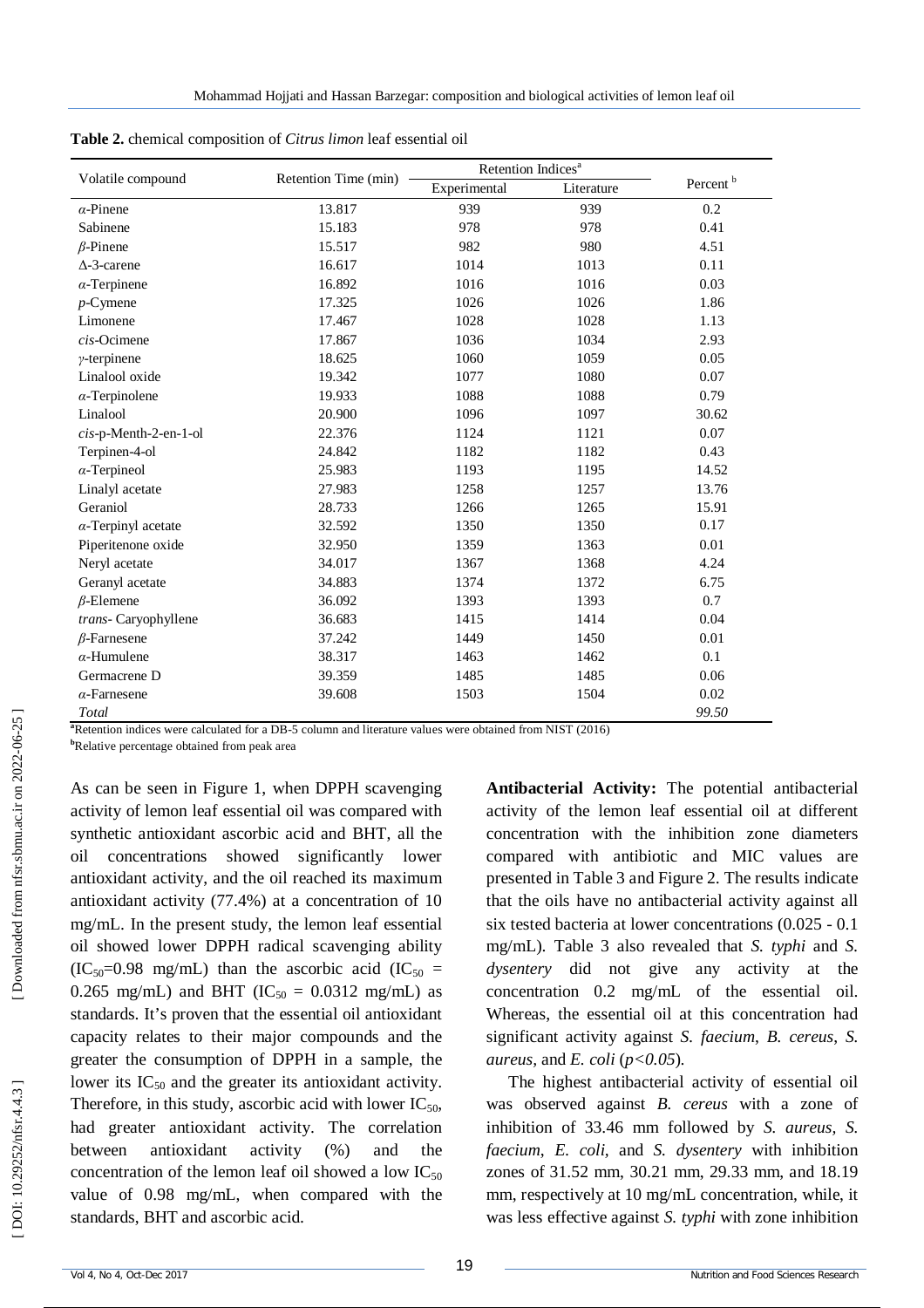**Table 2.** chemical composition of *Citrus limon* leaf essential oil

| Volatile compound | Retention Time (min) | Retention Indices[a] | | Percent[b] |
|---|---|---|---|---|
| | | Experimental | Literature | |
| *α*-Pinene | 13.817 | 939 | 939 | 0.2 |
| Sabinene | 15.183 | 978 | 978 | 0.41 |
| *β*-Pinene | 15.517 | 982 | 980 | 4.51 |
| Δ-3-carene | 16.617 | 1014 | 1013 | 0.11 |
| *α*-Terpinene | 16.892 | 1016 | 1016 | 0.03 |
| *p*-Cymene | 17.325 | 1026 | 1026 | 1.86 |
| Limonene | 17.467 | 1028 | 1028 | 1.13 |
| *cis*-Ocimene | 17.867 | 1036 | 1034 | 2.93 |
| *γ*-terpinene | 18.625 | 1060 | 1059 | 0.05 |
| Linalool oxide | 19.342 | 1077 | 1080 | 0.07 |
| *α*-Terpinolene | 19.933 | 1088 | 1088 | 0.79 |
| Linalool | 20.900 | 1096 | 1097 | 30.62 |
| *cis*-p-Menth-2-en-1-ol | 22.376 | 1124 | 1121 | 0.07 |
| Terpinen-4-ol | 24.842 | 1182 | 1182 | 0.43 |
| *α*-Terpineol | 25.983 | 1193 | 1195 | 14.52 |
| Linalyl acetate | 27.983 | 1258 | 1257 | 13.76 |
| Geraniol | 28.733 | 1266 | 1265 | 15.91 |
| *α*-Terpinyl acetate | 32.592 | 1350 | 1350 | 0.17 |
| Piperitenone oxide | 32.950 | 1359 | 1363 | 0.01 |
| Neryl acetate | 34.017 | 1367 | 1368 | 4.24 |
| Geranyl acetate | 34.883 | 1374 | 1372 | 6.75 |
| *β*-Elemene | 36.092 | 1393 | 1393 | 0.7 |
| *trans*- Caryophyllene | 36.683 | 1415 | 1414 | 0.04 |
| *β*-Farnesene | 37.242 | 1449 | 1450 | 0.01 |
| *α*-Humulene | 38.317 | 1463 | 1462 | 0.1 |
| Germacrene D | 39.359 | 1485 | 1485 | 0.06 |
| *α*-Farnesene | 39.608 | 1503 | 1504 | 0.02 |
| *Total* | | | | *99.50* |

[a]Retention indices were calculated for a DB-5 column and literature values were obtained from NIST (2016)
[b]Relative percentage obtained from peak area

As can be seen in Figure 1, when DPPH scavenging activity of lemon leaf essential oil was compared with synthetic antioxidant ascorbic acid and BHT, all the oil concentrations showed significantly lower antioxidant activity, and the oil reached its maximum antioxidant activity (77.4%) at a concentration of 10 mg/mL. In the present study, the lemon leaf essential oil showed lower DPPH radical scavenging ability ($IC_{50}$=0.98 mg/mL) than the ascorbic acid ($IC_{50}$ = 0.265 mg/mL) and BHT ($IC_{50}$ = 0.0312 mg/mL) as standards. It's proven that the essential oil antioxidant capacity relates to their major compounds and the greater the consumption of DPPH in a sample, the lower its $IC_{50}$ and the greater its antioxidant activity. Therefore, in this study, ascorbic acid with lower $IC_{50}$, had greater antioxidant activity. The correlation between antioxidant activity (%) and the concentration of the lemon leaf oil showed a low $IC_{50}$ value of 0.98 mg/mL, when compared with the standards, BHT and ascorbic acid.

**Antibacterial Activity:** The potential antibacterial activity of the lemon leaf essential oil at different concentration with the inhibition zone diameters compared with antibiotic and MIC values are presented in Table 3 and Figure 2. The results indicate that the oils have no antibacterial activity against all six tested bacteria at lower concentrations (0.025 - 0.1 mg/mL). Table 3 also revealed that *S. typhi* and *S. dysentery* did not give any activity at the concentration 0.2 mg/mL of the essential oil. Whereas, the essential oil at this concentration had significant activity against *S. faecium*, *B. cereus*, *S. aureus*, and *E. coli* ($p<0.05$).

The highest antibacterial activity of essential oil was observed against *B. cereus* with a zone of inhibition of 33.46 mm followed by *S. aureus*, *S. faecium*, *E. coli*, and *S. dysentery* with inhibition zones of 31.52 mm, 30.21 mm, 29.33 mm, and 18.19 mm, respectively at 10 mg/mL concentration, while, it was less effective against *S. typhi* with zone inhibition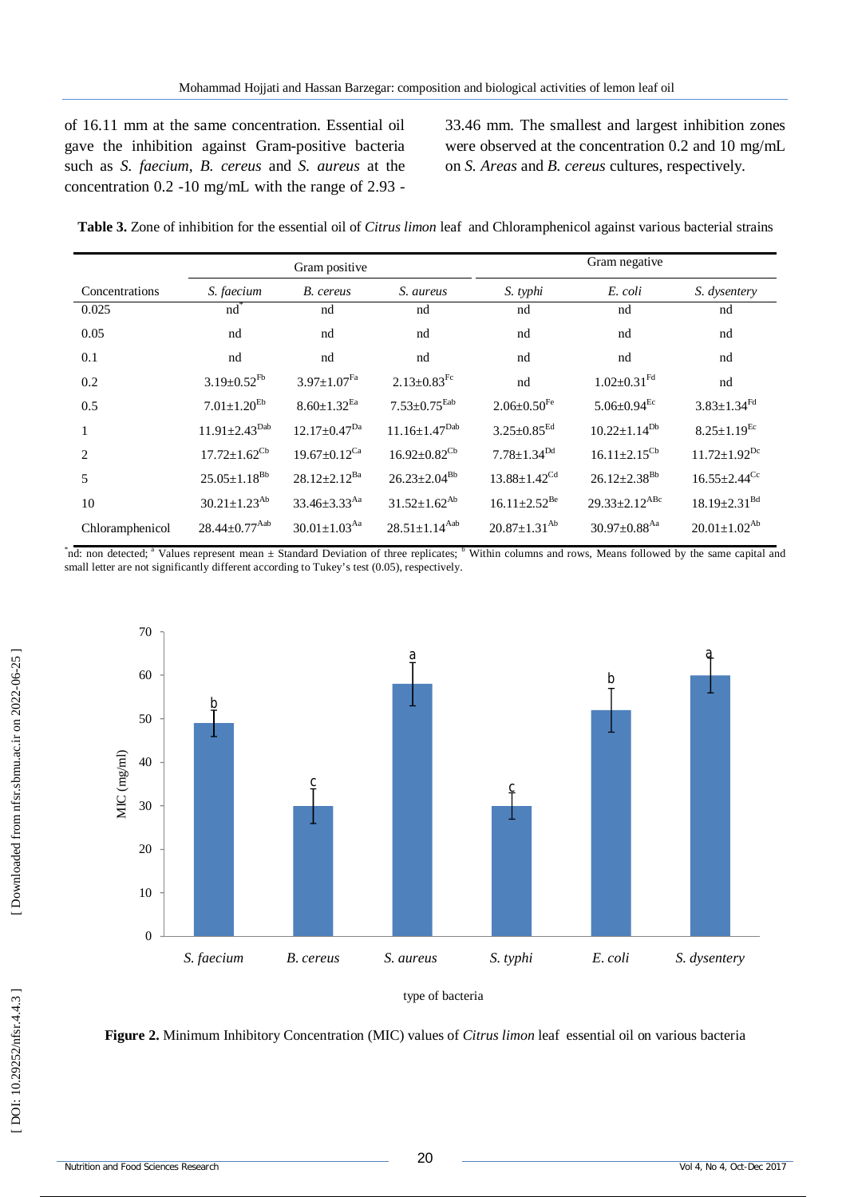of 16.11 mm at the same concentration. Essential oil gave the inhibition against Gram-positive bacteria such as *S. faecium*, *B. cereus* and *S. aureus* at the concentration 0.2 -10 mg/mL with the range of 2.93 - 33.46 mm. The smallest and largest inhibition zones were observed at the concentration 0.2 and 10 mg/mL on *S. Areas* and *B. cereus* cultures, respectively.

**Table 3.** Zone of inhibition for the essential oil of *Citrus limon* leaf and Chloramphenicol against various bacterial strains

| | Gram positive | | | Gram negative | | |
|---|---|---|---|---|---|---|
| Concentrations | *S. faecium* | *B. cereus* | *S. aureus* | *S. typhi* | *E. coli* | *S. dysentery* |
| 0.025 | nd[*] | nd | nd | nd | nd | nd |
| 0.05 | nd | nd | nd | nd | nd | nd |
| 0.1 | nd | nd | nd | nd | nd | nd |
| 0.2 | 3.19±0.52[Fb] | 3.97±1.07[Fa] | 2.13±0.83[Fc] | nd | 1.02±0.31[Fd] | nd |
| 0.5 | 7.01±1.20[Eb] | 8.60±1.32[Ea] | 7.53±0.75[Eab] | 2.06±0.50[Fe] | 5.06±0.94[Ec] | 3.83±1.34[Fd] |
| 1 | 11.91±2.43[Dab] | 12.17±0.47[Da] | 11.16±1.47[Dab] | 3.25±0.85[Ed] | 10.22±1.14[Db] | 8.25±1.19[Ec] |
| 2 | 17.72±1.62[Cb] | 19.67±0.12[Ca] | 16.92±0.82[Cb] | 7.78±1.34[Dd] | 16.11±2.15[Cb] | 11.72±1.92[Dc] |
| 5 | 25.05±1.18[Bb] | 28.12±2.12[Ba] | 26.23±2.04[Bb] | 13.88±1.42[Cd] | 26.12±2.38[Bb] | 16.55±2.44[Cc] |
| 10 | 30.21±1.23[Ab] | 33.46±3.33[Aa] | 31.52±1.62[Ab] | 16.11±2.52[Be] | 29.33±2.12[ABc] | 18.19±2.31[Bd] |
| Chloramphenicol | 28.44±0.77[Aab] | 30.01±1.03[Aa] | 28.51±1.14[Aab] | 20.87±1.31[Ab] | 30.97±0.88[Aa] | 20.01±1.02[Ab] |

[*]nd: non detected; [a] Values represent mean ± Standard Deviation of three replicates; [b] Within columns and rows, Means followed by the same capital and small letter are not significantly different according to Tukey's test (0.05), respectively.

| Bacteria | MIC (mg/ml) | Letter |
|---|---|---|
| *S. faecium* | 49 | b |
| *B. cereus* | 30 | c |
| *S. aureus* | 58 | a |
| *S. typhi* | 30 | c |
| *E. coli* | 52 | b |
| *S. dysentery* | 60 | a |

**Figure 2.** Minimum Inhibitory Concentration (MIC) values of *Citrus limon* leaf essential oil on various bacteria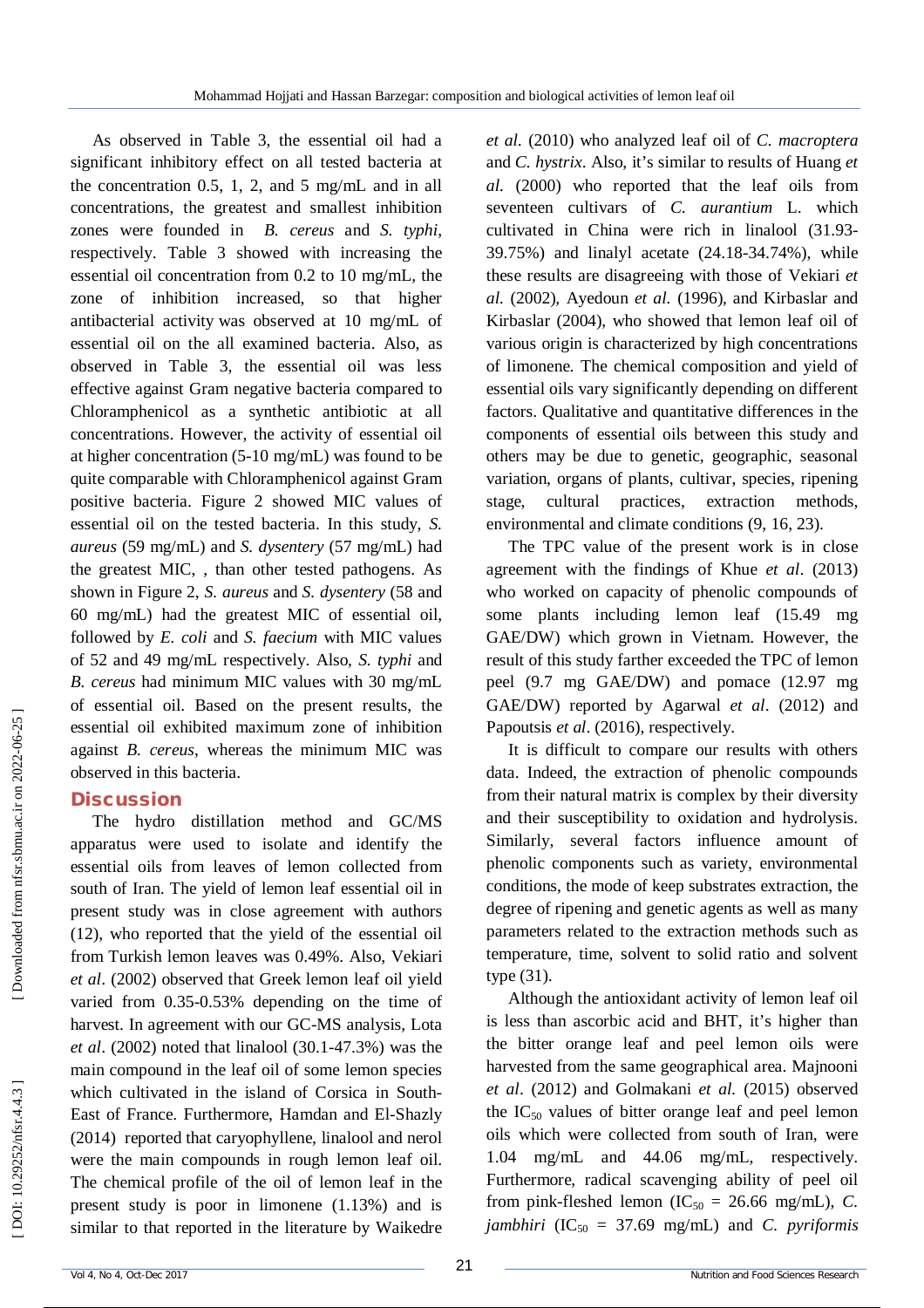As observed in Table 3, the essential oil had a significant inhibitory effect on all tested bacteria at the concentration 0.5, 1, 2, and 5 mg/mL and in all concentrations, the greatest and smallest inhibition zones were founded in *B. cereus* and *S. typhi*, respectively. Table 3 showed with increasing the essential oil concentration from 0.2 to 10 mg/mL, the zone of inhibition increased, so that higher antibacterial activity was observed at 10 mg/mL of essential oil on the all examined bacteria. Also, as observed in Table 3, the essential oil was less effective against Gram negative bacteria compared to Chloramphenicol as a synthetic antibiotic at all concentrations. However, the activity of essential oil at higher concentration (5-10 mg/mL) was found to be quite comparable with Chloramphenicol against Gram positive bacteria. Figure 2 showed MIC values of essential oil on the tested bacteria. In this study, *S. aureus* (59 mg/mL) and *S. dysentery* (57 mg/mL) had the greatest MIC, , than other tested pathogens. As shown in Figure 2, *S. aureus* and *S. dysentery* (58 and 60 mg/mL) had the greatest MIC of essential oil, followed by *E. coli* and *S. faecium* with MIC values of 52 and 49 mg/mL respectively. Also, *S. typhi* and *B. cereus* had minimum MIC values with 30 mg/mL of essential oil. Based on the present results, the essential oil exhibited maximum zone of inhibition against *B. cereus*, whereas the minimum MIC was observed in this bacteria.

## Discussion

The hydro distillation method and GC/MS apparatus were used to isolate and identify the essential oils from leaves of lemon collected from south of Iran. The yield of lemon leaf essential oil in present study was in close agreement with authors (12), who reported that the yield of the essential oil from Turkish lemon leaves was 0.49%. Also, Vekiari *et al*. (2002) observed that Greek lemon leaf oil yield varied from 0.35-0.53% depending on the time of harvest. In agreement with our GC-MS analysis, Lota *et al*. (2002) noted that linalool (30.1-47.3%) was the main compound in the leaf oil of some lemon species which cultivated in the island of Corsica in South-East of France. Furthermore, Hamdan and El-Shazly (2014) reported that caryophyllene, linalool and nerol were the main compounds in rough lemon leaf oil. The chemical profile of the oil of lemon leaf in the present study is poor in limonene (1.13%) and is similar to that reported in the literature by Waikedre *et al.* (2010) who analyzed leaf oil of *C. macroptera* and *C. hystrix*. Also, it's similar to results of Huang *et al.* (2000) who reported that the leaf oils from seventeen cultivars of *C. aurantium* L. which cultivated in China were rich in linalool (31.93-39.75%) and linalyl acetate (24.18-34.74%), while these results are disagreeing with those of Vekiari *et al.* (2002), Ayedoun *et al.* (1996), and Kirbaslar and Kirbaslar (2004), who showed that lemon leaf oil of various origin is characterized by high concentrations of limonene. The chemical composition and yield of essential oils vary significantly depending on different factors. Qualitative and quantitative differences in the components of essential oils between this study and others may be due to genetic, geographic, seasonal variation, organs of plants, cultivar, species, ripening stage, cultural practices, extraction methods, environmental and climate conditions (9, 16, 23).

The TPC value of the present work is in close agreement with the findings of Khue *et al*. (2013) who worked on capacity of phenolic compounds of some plants including lemon leaf (15.49 mg GAE/DW) which grown in Vietnam. However, the result of this study farther exceeded the TPC of lemon peel (9.7 mg GAE/DW) and pomace (12.97 mg GAE/DW) reported by Agarwal *et al*. (2012) and Papoutsis *et al*. (2016), respectively.

It is difficult to compare our results with others data. Indeed, the extraction of phenolic compounds from their natural matrix is complex by their diversity and their susceptibility to oxidation and hydrolysis. Similarly, several factors influence amount of phenolic components such as variety, environmental conditions, the mode of keep substrates extraction, the degree of ripening and genetic agents as well as many parameters related to the extraction methods such as temperature, time, solvent to solid ratio and solvent type (31).

Although the antioxidant activity of lemon leaf oil is less than ascorbic acid and BHT, it's higher than the bitter orange leaf and peel lemon oils were harvested from the same geographical area. Majnooni *et al*. (2012) and Golmakani *et al.* (2015) observed the $IC_{50}$ values of bitter orange leaf and peel lemon oils which were collected from south of Iran, were 1.04 mg/mL and 44.06 mg/mL, respectively. Furthermore, radical scavenging ability of peel oil from pink-fleshed lemon ($IC_{50}$ = 26.66 mg/mL), *C. jambhiri* ($IC_{50}$ = 37.69 mg/mL) and *C. pyriformis*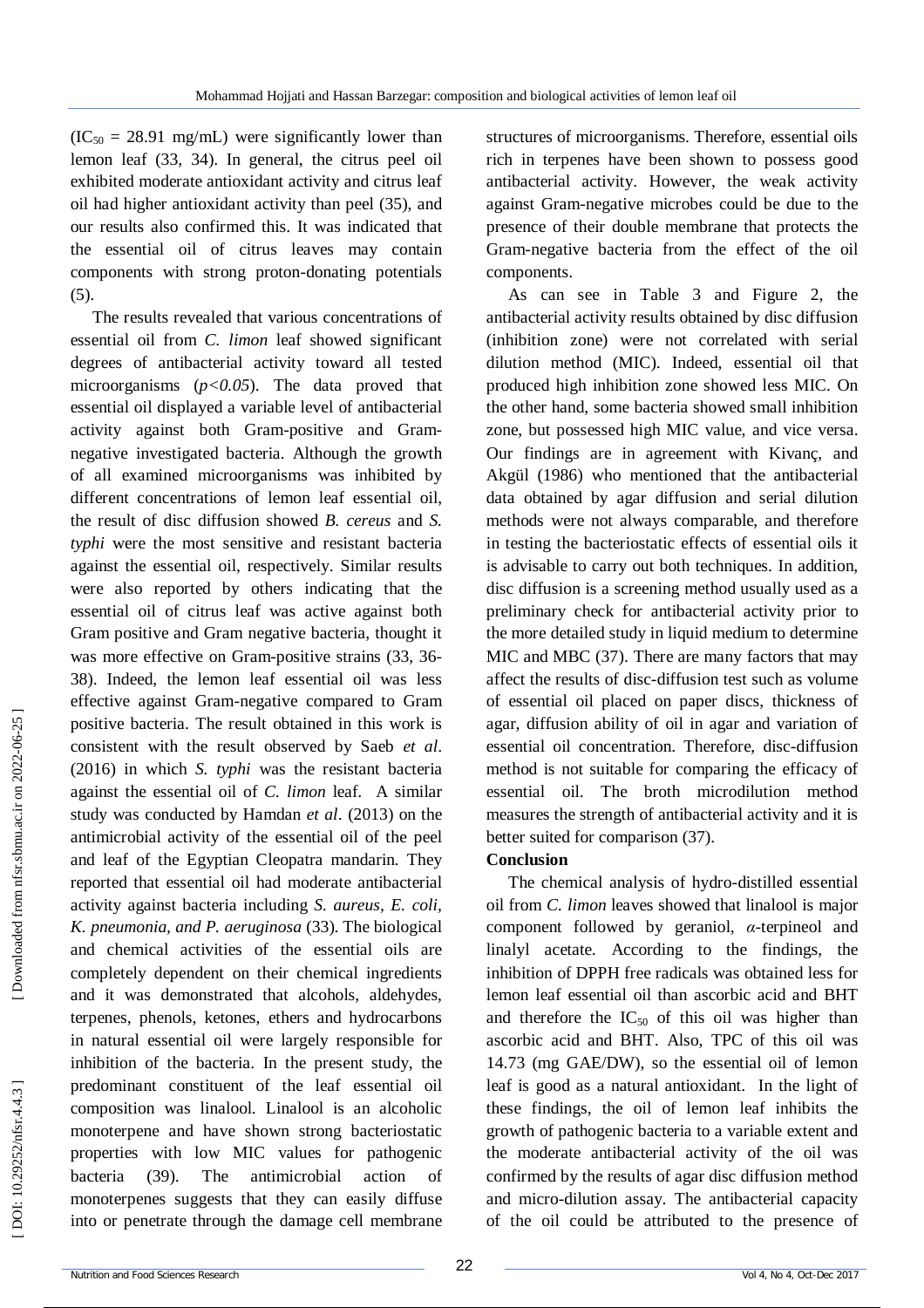($IC_{50}$ = 28.91 mg/mL) were significantly lower than lemon leaf (33, 34). In general, the citrus peel oil exhibited moderate antioxidant activity and citrus leaf oil had higher antioxidant activity than peel (35), and our results also confirmed this. It was indicated that the essential oil of citrus leaves may contain components with strong proton-donating potentials (5).

The results revealed that various concentrations of essential oil from *C. limon* leaf showed significant degrees of antibacterial activity toward all tested microorganisms ($p<0.05$). The data proved that essential oil displayed a variable level of antibacterial activity against both Gram-positive and Gram-negative investigated bacteria. Although the growth of all examined microorganisms was inhibited by different concentrations of lemon leaf essential oil, the result of disc diffusion showed *B. cereus* and *S. typhi* were the most sensitive and resistant bacteria against the essential oil, respectively. Similar results were also reported by others indicating that the essential oil of citrus leaf was active against both Gram positive and Gram negative bacteria, thought it was more effective on Gram-positive strains (33, 36-38). Indeed, the lemon leaf essential oil was less effective against Gram-negative compared to Gram positive bacteria. The result obtained in this work is consistent with the result observed by Saeb *et al*. (2016) in which *S. typhi* was the resistant bacteria against the essential oil of *C. limon* leaf. A similar study was conducted by Hamdan *et al*. (2013) on the antimicrobial activity of the essential oil of the peel and leaf of the Egyptian Cleopatra mandarin. They reported that essential oil had moderate antibacterial activity against bacteria including *S. aureus, E. coli, K. pneumonia, and P. aeruginosa* (33). The biological and chemical activities of the essential oils are completely dependent on their chemical ingredients and it was demonstrated that alcohols, aldehydes, terpenes, phenols, ketones, ethers and hydrocarbons in natural essential oil were largely responsible for inhibition of the bacteria. In the present study, the predominant constituent of the leaf essential oil composition was linalool. Linalool is an alcoholic monoterpene and have shown strong bacteriostatic properties with low MIC values for pathogenic bacteria (39). The antimicrobial action of monoterpenes suggests that they can easily diffuse into or penetrate through the damage cell membrane structures of microorganisms. Therefore, essential oils rich in terpenes have been shown to possess good antibacterial activity. However, the weak activity against Gram-negative microbes could be due to the presence of their double membrane that protects the Gram-negative bacteria from the effect of the oil components.

As can see in Table 3 and Figure 2, the antibacterial activity results obtained by disc diffusion (inhibition zone) were not correlated with serial dilution method (MIC). Indeed, essential oil that produced high inhibition zone showed less MIC. On the other hand, some bacteria showed small inhibition zone, but possessed high MIC value, and vice versa. Our findings are in agreement with Kivanç, and Akgül (1986) who mentioned that the antibacterial data obtained by agar diffusion and serial dilution methods were not always comparable, and therefore in testing the bacteriostatic effects of essential oils it is advisable to carry out both techniques. In addition, disc diffusion is a screening method usually used as a preliminary check for antibacterial activity prior to the more detailed study in liquid medium to determine MIC and MBC (37). There are many factors that may affect the results of disc-diffusion test such as volume of essential oil placed on paper discs, thickness of agar, diffusion ability of oil in agar and variation of essential oil concentration. Therefore, disc-diffusion method is not suitable for comparing the efficacy of essential oil. The broth microdilution method measures the strength of antibacterial activity and it is better suited for comparison (37).

## Conclusion

The chemical analysis of hydro-distilled essential oil from *C. limon* leaves showed that linalool is major component followed by geraniol, *α*-terpineol and linalyl acetate. According to the findings, the inhibition of DPPH free radicals was obtained less for lemon leaf essential oil than ascorbic acid and BHT and therefore the $IC_{50}$ of this oil was higher than ascorbic acid and BHT. Also, TPC of this oil was 14.73 (mg GAE/DW), so the essential oil of lemon leaf is good as a natural antioxidant. In the light of these findings, the oil of lemon leaf inhibits the growth of pathogenic bacteria to a variable extent and the moderate antibacterial activity of the oil was confirmed by the results of agar disc diffusion method and micro-dilution assay. The antibacterial capacity of the oil could be attributed to the presence of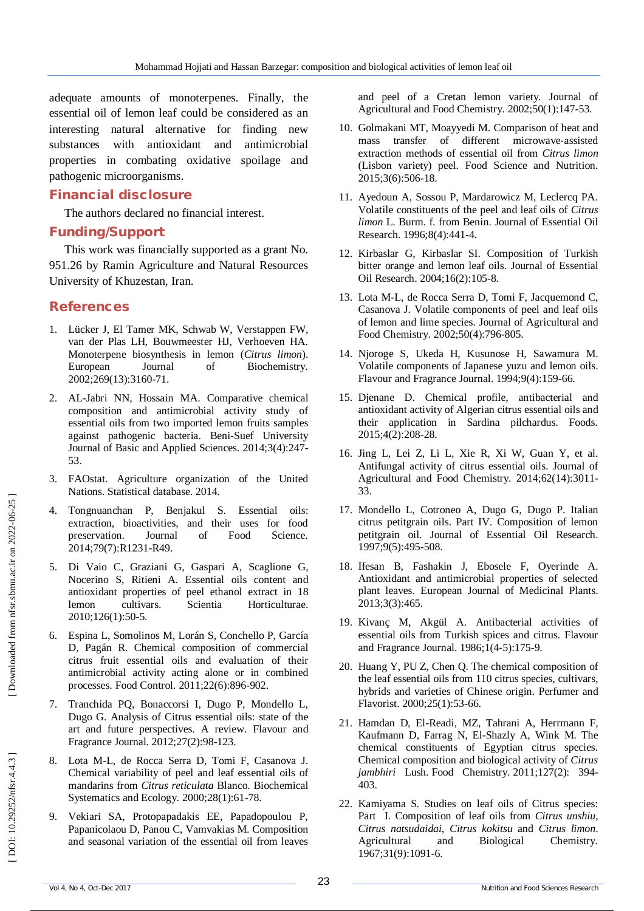adequate amounts of monoterpenes. Finally, the essential oil of lemon leaf could be considered as an interesting natural alternative for finding new substances with antioxidant and antimicrobial properties in combating oxidative spoilage and pathogenic microorganisms.

## Financial disclosure

The authors declared no financial interest.

## Funding/Support

This work was financially supported as a grant No. 951.26 by Ramin Agriculture and Natural Resources University of Khuzestan, Iran.

## References

1. Lücker J, El Tamer MK, Schwab W, Verstappen FW, van der Plas LH, Bouwmeester HJ, Verhoeven HA. Monoterpene biosynthesis in lemon (*Citrus limon*). European Journal of Biochemistry. 2002;269(13):3160-71.
2. AL-Jabri NN, Hossain MA. Comparative chemical composition and antimicrobial activity study of essential oils from two imported lemon fruits samples against pathogenic bacteria. Beni-Suef University Journal of Basic and Applied Sciences. 2014;3(4):247-53.
3. FAOstat. Agriculture organization of the United Nations. Statistical database. 2014.
4. Tongnuanchan P, Benjakul S. Essential oils: extraction, bioactivities, and their uses for food preservation. Journal of Food Science. 2014;79(7):R1231-R49.
5. Di Vaio C, Graziani G, Gaspari A, Scaglione G, Nocerino S, Ritieni A. Essential oils content and antioxidant properties of peel ethanol extract in 18 lemon cultivars. Scientia Horticulturae. 2010;126(1):50-5.
6. Espina L, Somolinos M, Lorán S, Conchello P, García D, Pagán R. Chemical composition of commercial citrus fruit essential oils and evaluation of their antimicrobial activity acting alone or in combined processes. Food Control. 2011;22(6):896-902.
7. Tranchida PQ, Bonaccorsi I, Dugo P, Mondello L, Dugo G. Analysis of Citrus essential oils: state of the art and future perspectives. A review. Flavour and Fragrance Journal. 2012;27(2):98-123.
8. Lota M-L, de Rocca Serra D, Tomi F, Casanova J. Chemical variability of peel and leaf essential oils of mandarins from *Citrus reticulata* Blanco. Biochemical Systematics and Ecology. 2000;28(1):61-78.
9. Vekiari SA, Protopapadakis EE, Papadopoulou P, Papanicolaou D, Panou C, Vamvakias M. Composition and seasonal variation of the essential oil from leaves and peel of a Cretan lemon variety. Journal of Agricultural and Food Chemistry. 2002;50(1):147-53.
10. Golmakani MT, Moayyedi M. Comparison of heat and mass transfer of different microwave-assisted extraction methods of essential oil from *Citrus limon* (Lisbon variety) peel. Food Science and Nutrition. 2015;3(6):506-18.
11. Ayedoun A, Sossou P, Mardarowicz M, Leclercq PA. Volatile constituents of the peel and leaf oils of *Citrus limon* L. Burm. f. from Benin. Journal of Essential Oil Research. 1996;8(4):441-4.
12. Kirbaslar G, Kirbaslar SI. Composition of Turkish bitter orange and lemon leaf oils. Journal of Essential Oil Research. 2004;16(2):105-8.
13. Lota M-L, de Rocca Serra D, Tomi F, Jacquemond C, Casanova J. Volatile components of peel and leaf oils of lemon and lime species. Journal of Agricultural and Food Chemistry. 2002;50(4):796-805.
14. Njoroge S, Ukeda H, Kusunose H, Sawamura M. Volatile components of Japanese yuzu and lemon oils. Flavour and Fragrance Journal. 1994;9(4):159-66.
15. Djenane D. Chemical profile, antibacterial and antioxidant activity of Algerian citrus essential oils and their application in Sardina pilchardus. Foods. 2015;4(2):208-28.
16. Jing L, Lei Z, Li L, Xie R, Xi W, Guan Y, et al. Antifungal activity of citrus essential oils. Journal of Agricultural and Food Chemistry. 2014;62(14):3011-33.
17. Mondello L, Cotroneo A, Dugo G, Dugo P. Italian citrus petitgrain oils. Part IV. Composition of lemon petitgrain oil. Journal of Essential Oil Research. 1997;9(5):495-508.
18. Ifesan B, Fashakin J, Ebosele F, Oyerinde A. Antioxidant and antimicrobial properties of selected plant leaves. European Journal of Medicinal Plants. 2013;3(3):465.
19. Kivanç M, Akgül A. Antibacterial activities of essential oils from Turkish spices and citrus. Flavour and Fragrance Journal. 1986;1(4-5):175-9.
20. Huang Y, PU Z, Chen Q. The chemical composition of the leaf essential oils from 110 citrus species, cultivars, hybrids and varieties of Chinese origin. Perfumer and Flavorist. 2000;25(1):53-66.
21. Hamdan D, El-Readi, MZ, Tahrani A, Herrmann F, Kaufmann D, Farrag N, El-Shazly A, Wink M. The chemical constituents of Egyptian citrus species. Chemical composition and biological activity of *Citrus jambhiri* Lush. Food Chemistry. 2011;127(2): 394-403.
22. Kamiyama S. Studies on leaf oils of Citrus species: Part I. Composition of leaf oils from *Citrus unshiu*, *Citrus natsudaidai*, *Citrus kokitsu* and *Citrus limon*. Agricultural and Biological Chemistry. 1967;31(9):1091-6.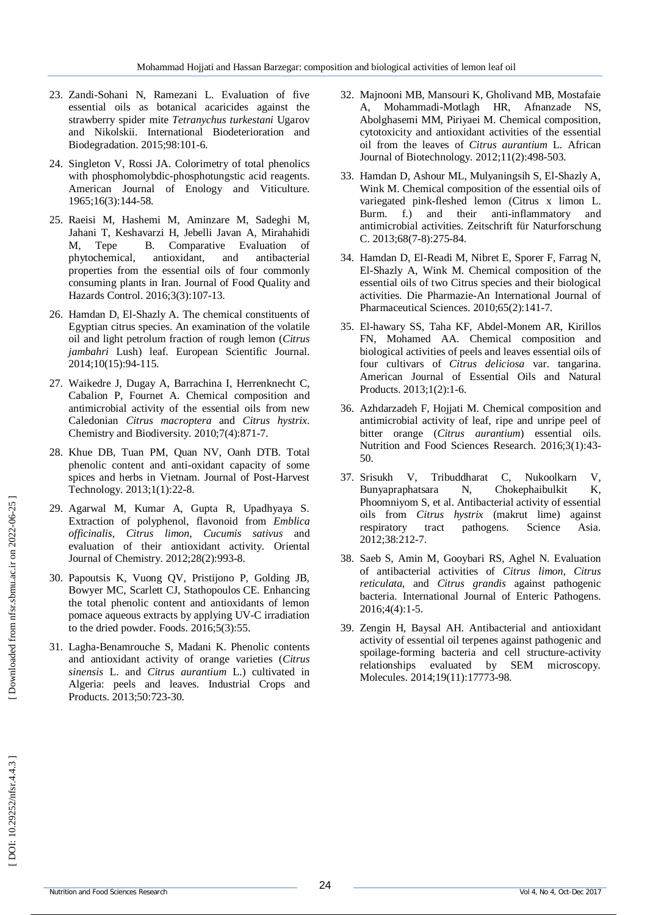23. Zandi-Sohani N, Ramezani L. Evaluation of five essential oils as botanical acaricides against the strawberry spider mite *Tetranychus turkestani* Ugarov and Nikolskii. International Biodeterioration and Biodegradation. 2015;98:101-6.

24. Singleton V, Rossi JA. Colorimetry of total phenolics with phosphomolybdic-phosphotungstic acid reagents. American Journal of Enology and Viticulture. 1965;16(3):144-58.

25. Raeisi M, Hashemi M, Aminzare M, Sadeghi M, Jahani T, Keshavarzi H, Jebelli Javan A, Mirahahidi M, Tepe B. Comparative Evaluation of phytochemical, antioxidant, and antibacterial properties from the essential oils of four commonly consuming plants in Iran. Journal of Food Quality and Hazards Control. 2016;3(3):107-13.

26. Hamdan D, El-Shazly A. The chemical constituents of Egyptian citrus species. An examination of the volatile oil and light petrolum fraction of rough lemon (*Citrus jambahri* Lush) leaf. European Scientific Journal. 2014;10(15):94-115.

27. Waikedre J, Dugay A, Barrachina I, Herrenknecht C, Cabalion P, Fournet A. Chemical composition and antimicrobial activity of the essential oils from new Caledonian *Citrus macroptera* and *Citrus hystrix*. Chemistry and Biodiversity. 2010;7(4):871-7.

28. Khue DB, Tuan PM, Quan NV, Oanh DTB. Total phenolic content and anti-oxidant capacity of some spices and herbs in Vietnam. Journal of Post-Harvest Technology. 2013;1(1):22-8.

29. Agarwal M, Kumar A, Gupta R, Upadhyaya S. Extraction of polyphenol, flavonoid from *Emblica officinalis*, *Citrus limon*, *Cucumis sativus* and evaluation of their antioxidant activity. Oriental Journal of Chemistry. 2012;28(2):993-8.

30. Papoutsis K, Vuong QV, Pristijono P, Golding JB, Bowyer MC, Scarlett CJ, Stathopoulos CE. Enhancing the total phenolic content and antioxidants of lemon pomace aqueous extracts by applying UV-C irradiation to the dried powder. Foods. 2016;5(3):55.

31. Lagha-Benamrouche S, Madani K. Phenolic contents and antioxidant activity of orange varieties (*Citrus sinensis* L. and *Citrus aurantium* L.) cultivated in Algeria: peels and leaves. Industrial Crops and Products. 2013;50:723-30.

32. Majnooni MB, Mansouri K, Gholivand MB, Mostafaie A, Mohammadi-Motlagh HR, Afnanzade NS, Abolghasemi MM, Piriyaei M. Chemical composition, cytotoxicity and antioxidant activities of the essential oil from the leaves of *Citrus aurantium* L. African Journal of Biotechnology. 2012;11(2):498-503.

33. Hamdan D, Ashour ML, Mulyaningsih S, El-Shazly A, Wink M. Chemical composition of the essential oils of variegated pink-fleshed lemon (Citrus x limon L. Burm. f.) and their anti-inflammatory and antimicrobial activities. Zeitschrift für Naturforschung C. 2013;68(7-8):275-84.

34. Hamdan D, El-Readi M, Nibret E, Sporer F, Farrag N, El-Shazly A, Wink M. Chemical composition of the essential oils of two Citrus species and their biological activities. Die Pharmazie-An International Journal of Pharmaceutical Sciences. 2010;65(2):141-7.

35. El-hawary SS, Taha KF, Abdel-Monem AR, Kirillos FN, Mohamed AA. Chemical composition and biological activities of peels and leaves essential oils of four cultivars of *Citrus deliciosa* var. tangarina. American Journal of Essential Oils and Natural Products. 2013;1(2):1-6.

36. Azhdarzadeh F, Hojjati M. Chemical composition and antimicrobial activity of leaf, ripe and unripe peel of bitter orange (*Citrus aurantium*) essential oils. Nutrition and Food Sciences Research. 2016;3(1):43-50.

37. Srisukh V, Tribuddharat C, Nukoolkarn V, Bunyapraphatsara N, Chokephaibulkit K, Phoomniyom S, et al. Antibacterial activity of essential oils from *Citrus hystrix* (makrut lime) against respiratory tract pathogens. Science Asia. 2012;38:212-7.

38. Saeb S, Amin M, Gooybari RS, Aghel N. Evaluation of antibacterial activities of *Citrus limon*, *Citrus reticulata*, and *Citrus grandis* against pathogenic bacteria. International Journal of Enteric Pathogens. 2016;4(4):1-5.

39. Zengin H, Baysal AH. Antibacterial and antioxidant activity of essential oil terpenes against pathogenic and spoilage-forming bacteria and cell structure-activity relationships evaluated by SEM microscopy. Molecules. 2014;19(11):17773-98.